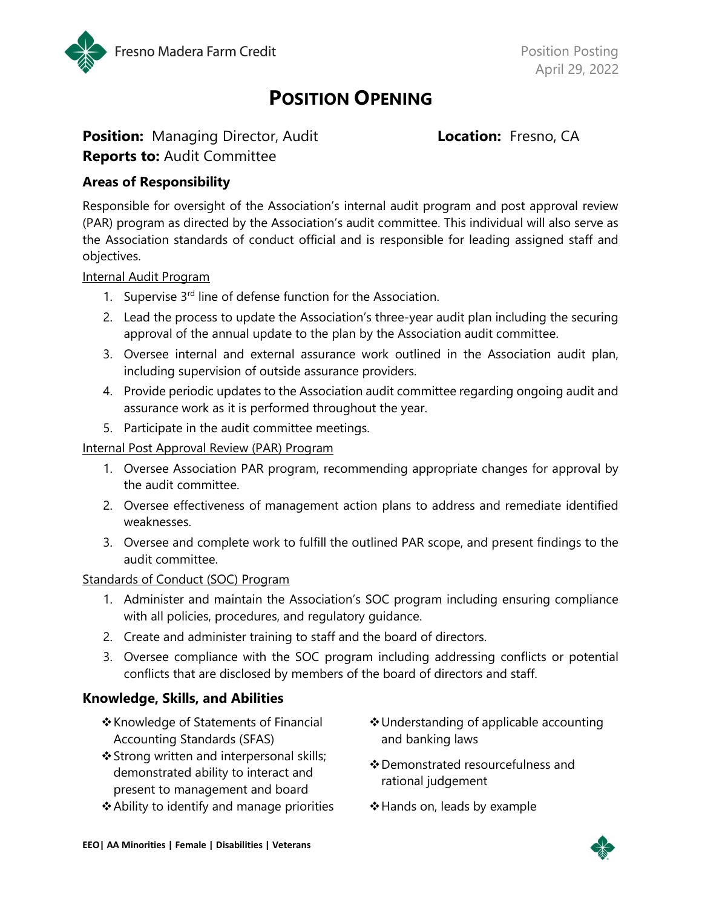Fresno Madera Farm Credit

Position Posting
April 29, 2022

# POSITION OPENING

**Position:** Managing Director, Audit **Location:** Fresno, CA
**Reports to:** Audit Committee

### Areas of Responsibility

Responsible for oversight of the Association's internal audit program and post approval review (PAR) program as directed by the Association's audit committee. This individual will also serve as the Association standards of conduct official and is responsible for leading assigned staff and objectives.

Internal Audit Program

1. Supervise 3rd line of defense function for the Association.
2. Lead the process to update the Association's three-year audit plan including the securing approval of the annual update to the plan by the Association audit committee.
3. Oversee internal and external assurance work outlined in the Association audit plan, including supervision of outside assurance providers.
4. Provide periodic updates to the Association audit committee regarding ongoing audit and assurance work as it is performed throughout the year.
5. Participate in the audit committee meetings.

Internal Post Approval Review (PAR) Program

1. Oversee Association PAR program, recommending appropriate changes for approval by the audit committee.
2. Oversee effectiveness of management action plans to address and remediate identified weaknesses.
3. Oversee and complete work to fulfill the outlined PAR scope, and present findings to the audit committee.

Standards of Conduct (SOC) Program

1. Administer and maintain the Association's SOC program including ensuring compliance with all policies, procedures, and regulatory guidance.
2. Create and administer training to staff and the board of directors.
3. Oversee compliance with the SOC program including addressing conflicts or potential conflicts that are disclosed by members of the board of directors and staff.

### Knowledge, Skills, and Abilities

- Knowledge of Statements of Financial Accounting Standards (SFAS)
- Strong written and interpersonal skills; demonstrated ability to interact and present to management and board
- Ability to identify and manage priorities
- Understanding of applicable accounting and banking laws
- Demonstrated resourcefulness and rational judgement
- Hands on, leads by example

**EEO| AA Minorities | Female | Disabilities | Veterans**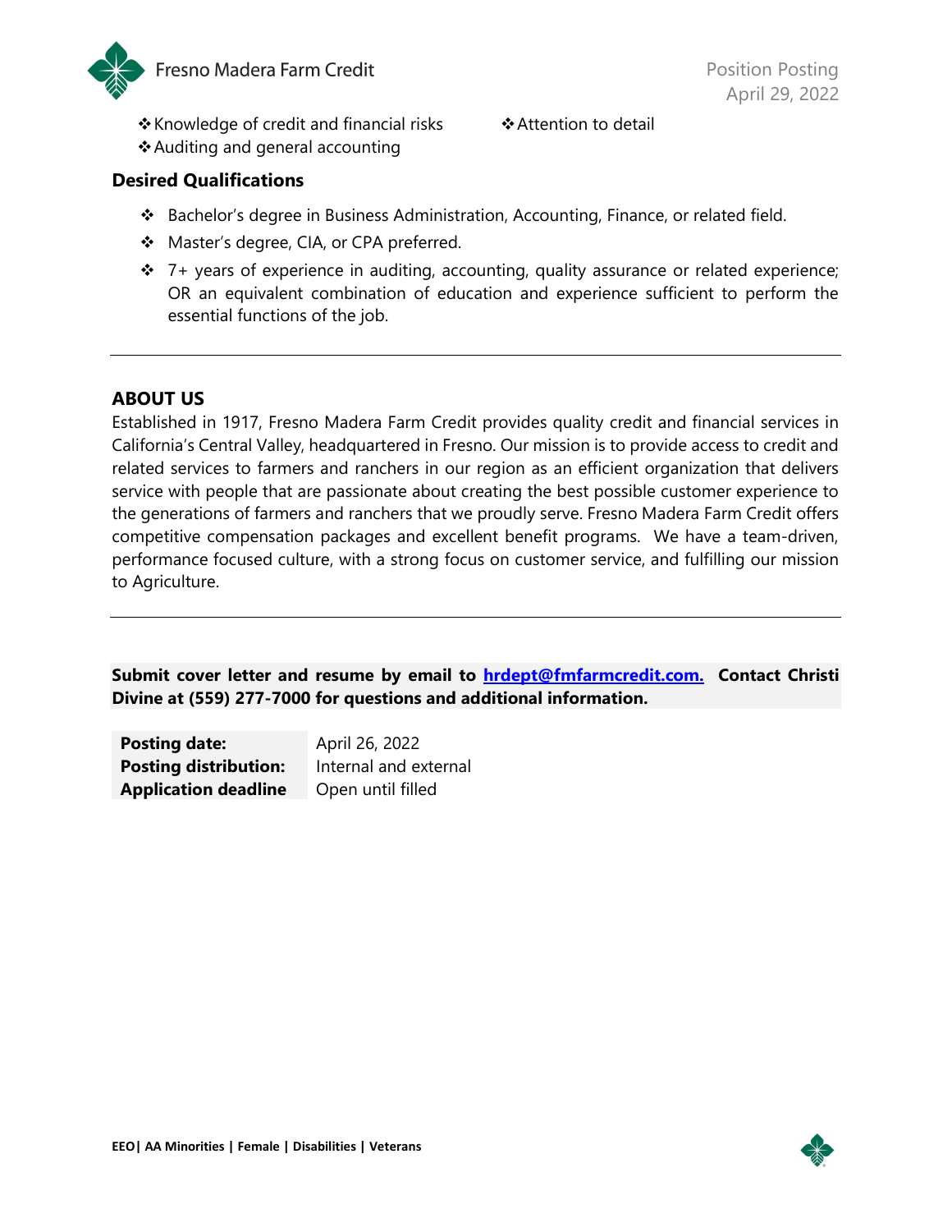- Knowledge of credit and financial risks
- Attention to detail
- Auditing and general accounting

### Desired Qualifications

- Bachelor's degree in Business Administration, Accounting, Finance, or related field.
- Master's degree, CIA, or CPA preferred.
- 7+ years of experience in auditing, accounting, quality assurance or related experience; OR an equivalent combination of education and experience sufficient to perform the essential functions of the job.

---

### ABOUT US

Established in 1917, Fresno Madera Farm Credit provides quality credit and financial services in California's Central Valley, headquartered in Fresno. Our mission is to provide access to credit and related services to farmers and ranchers in our region as an efficient organization that delivers service with people that are passionate about creating the best possible customer experience to the generations of farmers and ranchers that we proudly serve. Fresno Madera Farm Credit offers competitive compensation packages and excellent benefit programs. We have a team-driven, performance focused culture, with a strong focus on customer service, and fulfilling our mission to Agriculture.

---

**Submit cover letter and resume by email to hrdept@fmfarmcredit.com. Contact Christi Divine at (559) 277-7000 for questions and additional information.**

| | |
|---|---|
| **Posting date:** | April 26, 2022 |
| **Posting distribution:** | Internal and external |
| **Application deadline** | Open until filled |

**EEO| AA Minorities | Female | Disabilities | Veterans**